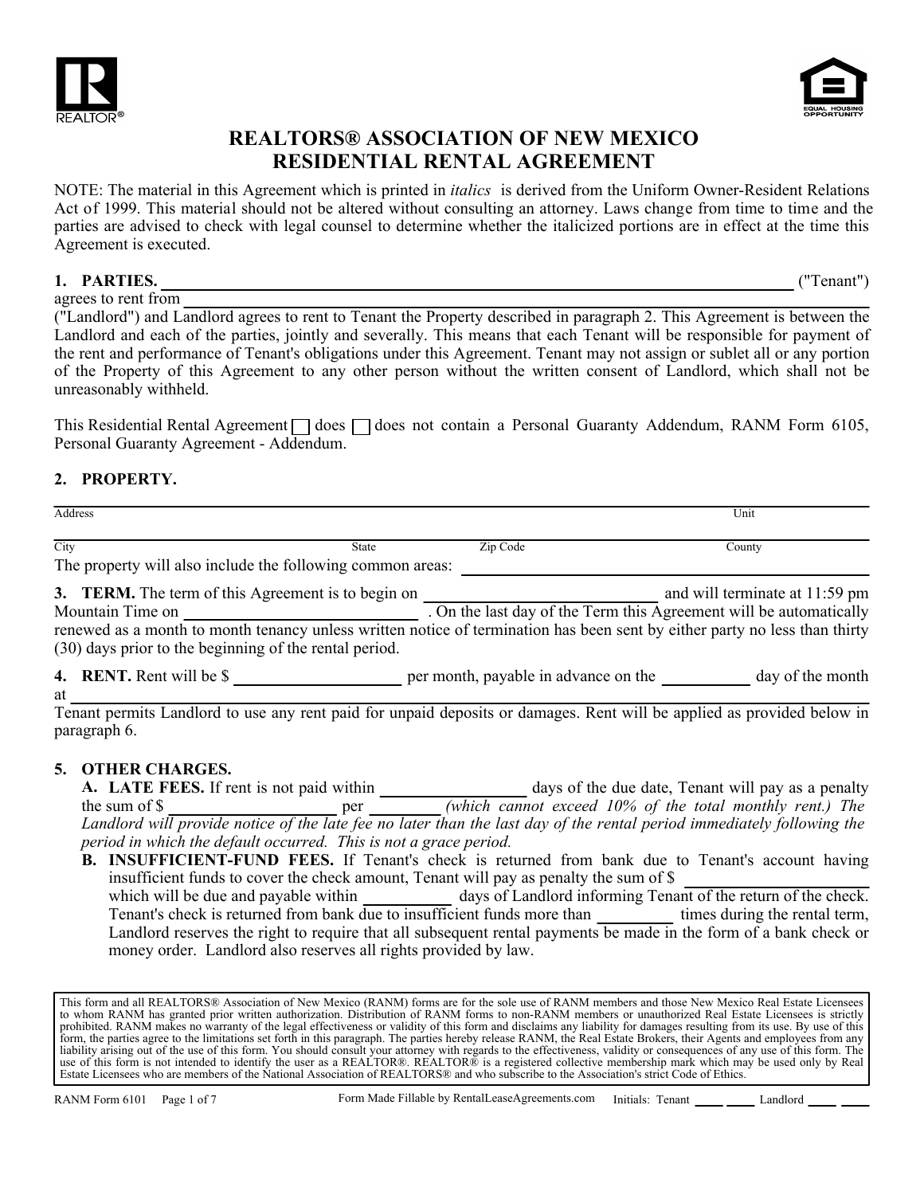# REALTORS® ASSOCIATION OF NEW MEXICO
# RESIDENTIAL RENTAL AGREEMENT

NOTE: The material in this Agreement which is printed in *italics* is derived from the Uniform Owner-Resident Relations Act of 1999. This material should not be altered without consulting an attorney. Laws change from time to time and the parties are advised to check with legal counsel to determine whether the italicized portions are in effect at the time this Agreement is executed.

**1. PARTIES.** ______________________________________________ ("Tenant") agrees to rent from ______________________________________________ ("Landlord") and Landlord agrees to rent to Tenant the Property described in paragraph 2. This Agreement is between the Landlord and each of the parties, jointly and severally. This means that each Tenant will be responsible for payment of the rent and performance of Tenant's obligations under this Agreement. Tenant may not assign or sublet all or any portion of the Property of this Agreement to any other person without the written consent of Landlord, which shall not be unreasonably withheld.

This Residential Rental Agreement ☐ does ☐ does not contain a Personal Guaranty Addendum, RANM Form 6105, Personal Guaranty Agreement - Addendum.

**2. PROPERTY.**

______________________________________________ ______________
Address Unit

______________ ______________ ______________ ______________
City State Zip Code County

The property will also include the following common areas: ______________________________

**3. TERM.** The term of this Agreement is to begin on ______________________ and will terminate at 11:59 pm Mountain Time on ______________________. On the last day of the Term this Agreement will be automatically renewed as a month to month tenancy unless written notice of termination has been sent by either party no less than thirty (30) days prior to the beginning of the rental period.

**4. RENT.** Rent will be $ ______________ per month, payable in advance on the ________ day of the month at ______________________________________________

Tenant permits Landlord to use any rent paid for unpaid deposits or damages. Rent will be applied as provided below in paragraph 6.

**5. OTHER CHARGES.**

**A. LATE FEES.** If rent is not paid within ____________ days of the due date, Tenant will pay as a penalty the sum of $ ______________ per ________ *(which cannot exceed 10% of the total monthly rent.) The Landlord will provide notice of the late fee no later than the last day of the rental period immediately following the period in which the default occurred. This is not a grace period.*

**B. INSUFFICIENT-FUND FEES.** If Tenant's check is returned from bank due to Tenant's account having insufficient funds to cover the check amount, Tenant will pay as penalty the sum of $ ______________ which will be due and payable within ________ days of Landlord informing Tenant of the return of the check. Tenant's check is returned from bank due to insufficient funds more than ________ times during the rental term, Landlord reserves the right to require that all subsequent rental payments be made in the form of a bank check or money order. Landlord also reserves all rights provided by law.

This form and all REALTORS® Association of New Mexico (RANM) forms are for the sole use of RANM members and those New Mexico Real Estate Licensees to whom RANM has granted prior written authorization. Distribution of RANM forms to non-RANM members or unauthorized Real Estate Licensees is strictly prohibited. RANM makes no warranty of the legal effectiveness or validity of this form and disclaims any liability for damages resulting from its use. By use of this form, the parties agree to the limitations set forth in this paragraph. The parties hereby release RANM, the Real Estate Brokers, their Agents and employees from any liability arising out of the use of this form. You should consult your attorney with regards to the effectiveness, validity or consequences of any use of this form. The use of this form is not intended to identify the user as a REALTOR®. REALTOR® is a registered collective membership mark which may be used only by Real Estate Licensees who are members of the National Association of REALTORS® and who subscribe to the Association's strict Code of Ethics.

Initials: Tenant ____ ____ Landlord ____ ____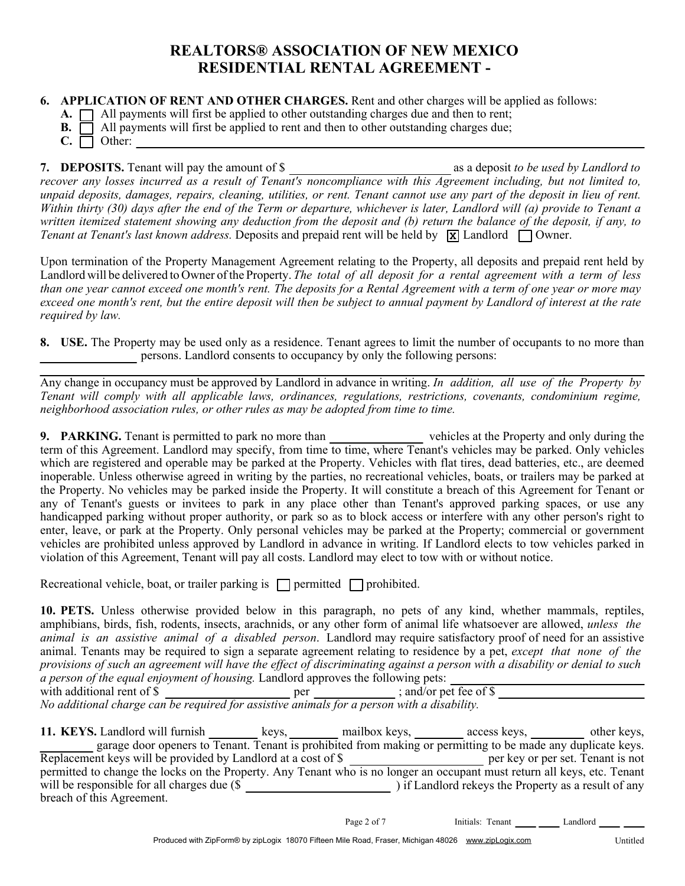# REALTORS® ASSOCIATION OF NEW MEXICO
# RESIDENTIAL RENTAL AGREEMENT -

**6. APPLICATION OF RENT AND OTHER CHARGES.** Rent and other charges will be applied as follows:

- **A.** ☐ All payments will first be applied to other outstanding charges due and then to rent;
- **B.** ☐ All payments will first be applied to rent and then to other outstanding charges due;
- **C.** ☐ Other: ______________________________

**7. DEPOSITS.** Tenant will pay the amount of $ ____________________ as a deposit *to be used by Landlord to recover any losses incurred as a result of Tenant's noncompliance with this Agreement including, but not limited to, unpaid deposits, damages, repairs, cleaning, utilities, or rent. Tenant cannot use any part of the deposit in lieu of rent. Within thirty (30) days after the end of the Term or departure, whichever is later, Landlord will (a) provide to Tenant a written itemized statement showing any deduction from the deposit and (b) return the balance of the deposit, if any, to Tenant at Tenant's last known address.* Deposits and prepaid rent will be held by ☒ Landlord ☐ Owner.

Upon termination of the Property Management Agreement relating to the Property, all deposits and prepaid rent held by Landlord will be delivered to Owner of the Property. *The total of all deposit for a rental agreement with a term of less than one year cannot exceed one month's rent. The deposits for a Rental Agreement with a term of one year or more may exceed one month's rent, but the entire deposit will then be subject to annual payment by Landlord of interest at the rate required by law.*

**8. USE.** The Property may be used only as a residence. Tenant agrees to limit the number of occupants to no more than ____________ persons. Landlord consents to occupancy by only the following persons:

______________________________

Any change in occupancy must be approved by Landlord in advance in writing. *In addition, all use of the Property by Tenant will comply with all applicable laws, ordinances, regulations, restrictions, covenants, condominium regime, neighborhood association rules, or other rules as may be adopted from time to time.*

**9. PARKING.** Tenant is permitted to park no more than ____________ vehicles at the Property and only during the term of this Agreement. Landlord may specify, from time to time, where Tenant's vehicles may be parked. Only vehicles which are registered and operable may be parked at the Property. Vehicles with flat tires, dead batteries, etc., are deemed inoperable. Unless otherwise agreed in writing by the parties, no recreational vehicles, boats, or trailers may be parked at the Property. No vehicles may be parked inside the Property. It will constitute a breach of this Agreement for Tenant or any of Tenant's guests or invitees to park in any place other than Tenant's approved parking spaces, or use any handicapped parking without proper authority, or park so as to block access or interfere with any other person's right to enter, leave, or park at the Property. Only personal vehicles may be parked at the Property; commercial or government vehicles are prohibited unless approved by Landlord in advance in writing. If Landlord elects to tow vehicles parked in violation of this Agreement, Tenant will pay all costs. Landlord may elect to tow with or without notice.

Recreational vehicle, boat, or trailer parking is ☐ permitted ☐ prohibited.

**10. PETS.** Unless otherwise provided below in this paragraph, no pets of any kind, whether mammals, reptiles, amphibians, birds, fish, rodents, insects, arachnids, or any other form of animal life whatsoever are allowed, *unless the animal is an assistive animal of a disabled person*. Landlord may require satisfactory proof of need for an assistive animal. Tenants may be required to sign a separate agreement relating to residence by a pet, *except that none of the provisions of such an agreement will have the effect of discriminating against a person with a disability or denial to such a person of the equal enjoyment of housing.* Landlord approves the following pets: ____________________ with additional rent of $ ____________ per ____________ ; and/or pet fee of $ ____________
*No additional charge can be required for assistive animals for a person with a disability.*

**11. KEYS.** Landlord will furnish ________ keys, ________ mailbox keys, ________ access keys, ________ other keys, ________ garage door openers to Tenant. Tenant is prohibited from making or permitting to be made any duplicate keys. Replacement keys will be provided by Landlord at a cost of $ ____________ per key or per set. Tenant is not permitted to change the locks on the Property. Any Tenant who is no longer an occupant must return all keys, etc. Tenant will be responsible for all charges due ($ ____________ ) if Landlord rekeys the Property as a result of any breach of this Agreement.

Initials: Tenant ____ ____ Landlord ____ ____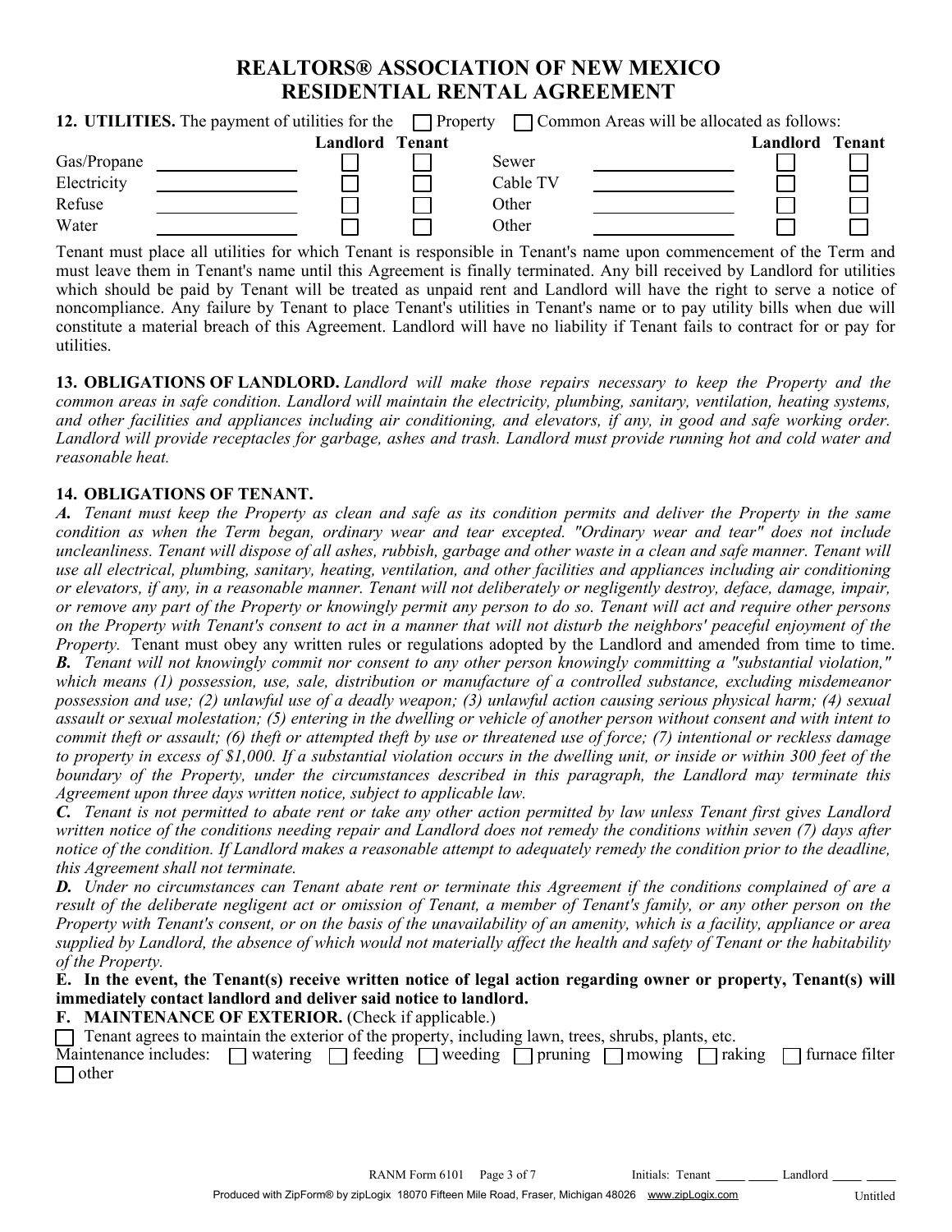# REALTORS® ASSOCIATION OF NEW MEXICO
# RESIDENTIAL RENTAL AGREEMENT

**12. UTILITIES.** The payment of utilities for the ☐ Property ☐ Common Areas will be allocated as follows:

| | | Landlord | Tenant | | | Landlord | Tenant |
|---|---|---|---|---|---|---|---|
| Gas/Propane | ________ | ☐ | ☐ | Sewer | ________ | ☐ | ☐ |
| Electricity | ________ | ☐ | ☐ | Cable TV | ________ | ☐ | ☐ |
| Refuse | ________ | ☐ | ☐ | Other | ________ | ☐ | ☐ |
| Water | ________ | ☐ | ☐ | Other | ________ | ☐ | ☐ |

Tenant must place all utilities for which Tenant is responsible in Tenant's name upon commencement of the Term and must leave them in Tenant's name until this Agreement is finally terminated. Any bill received by Landlord for utilities which should be paid by Tenant will be treated as unpaid rent and Landlord will have the right to serve a notice of noncompliance. Any failure by Tenant to place Tenant's utilities in Tenant's name or to pay utility bills when due will constitute a material breach of this Agreement. Landlord will have no liability if Tenant fails to contract for or pay for utilities.

**13. OBLIGATIONS OF LANDLORD.** *Landlord will make those repairs necessary to keep the Property and the common areas in safe condition. Landlord will maintain the electricity, plumbing, sanitary, ventilation, heating systems, and other facilities and appliances including air conditioning, and elevators, if any, in good and safe working order. Landlord will provide receptacles for garbage, ashes and trash. Landlord must provide running hot and cold water and reasonable heat.*

**14. OBLIGATIONS OF TENANT.**

***A.*** *Tenant must keep the Property as clean and safe as its condition permits and deliver the Property in the same condition as when the Term began, ordinary wear and tear excepted. "Ordinary wear and tear" does not include uncleanliness. Tenant will dispose of all ashes, rubbish, garbage and other waste in a clean and safe manner. Tenant will use all electrical, plumbing, sanitary, heating, ventilation, and other facilities and appliances including air conditioning or elevators, if any, in a reasonable manner. Tenant will not deliberately or negligently destroy, deface, damage, impair, or remove any part of the Property or knowingly permit any person to do so. Tenant will act and require other persons on the Property with Tenant's consent to act in a manner that will not disturb the neighbors' peaceful enjoyment of the Property.* Tenant must obey any written rules or regulations adopted by the Landlord and amended from time to time.

***B.*** *Tenant will not knowingly commit nor consent to any other person knowingly committing a "substantial violation," which means (1) possession, use, sale, distribution or manufacture of a controlled substance, excluding misdemeanor possession and use; (2) unlawful use of a deadly weapon; (3) unlawful action causing serious physical harm; (4) sexual assault or sexual molestation; (5) entering in the dwelling or vehicle of another person without consent and with intent to commit theft or assault; (6) theft or attempted theft by use or threatened use of force; (7) intentional or reckless damage to property in excess of $1,000. If a substantial violation occurs in the dwelling unit, or inside or within 300 feet of the boundary of the Property, under the circumstances described in this paragraph, the Landlord may terminate this Agreement upon three days written notice, subject to applicable law.*

***C.*** *Tenant is not permitted to abate rent or take any other action permitted by law unless Tenant first gives Landlord written notice of the conditions needing repair and Landlord does not remedy the conditions within seven (7) days after notice of the condition. If Landlord makes a reasonable attempt to adequately remedy the condition prior to the deadline, this Agreement shall not terminate.*

***D.*** *Under no circumstances can Tenant abate rent or terminate this Agreement if the conditions complained of are a result of the deliberate negligent act or omission of Tenant, a member of Tenant's family, or any other person on the Property with Tenant's consent, or on the basis of the unavailability of an amenity, which is a facility, appliance or area supplied by Landlord, the absence of which would not materially affect the health and safety of Tenant or the habitability of the Property.*

**E. In the event, the Tenant(s) receive written notice of legal action regarding owner or property, Tenant(s) will immediately contact landlord and deliver said notice to landlord.**

**F. MAINTENANCE OF EXTERIOR.** (Check if applicable.)

☐ Tenant agrees to maintain the exterior of the property, including lawn, trees, shrubs, plants, etc.

Maintenance includes: ☐ watering ☐ feeding ☐ weeding ☐ pruning ☐ mowing ☐ raking ☐ furnace filter ☐ other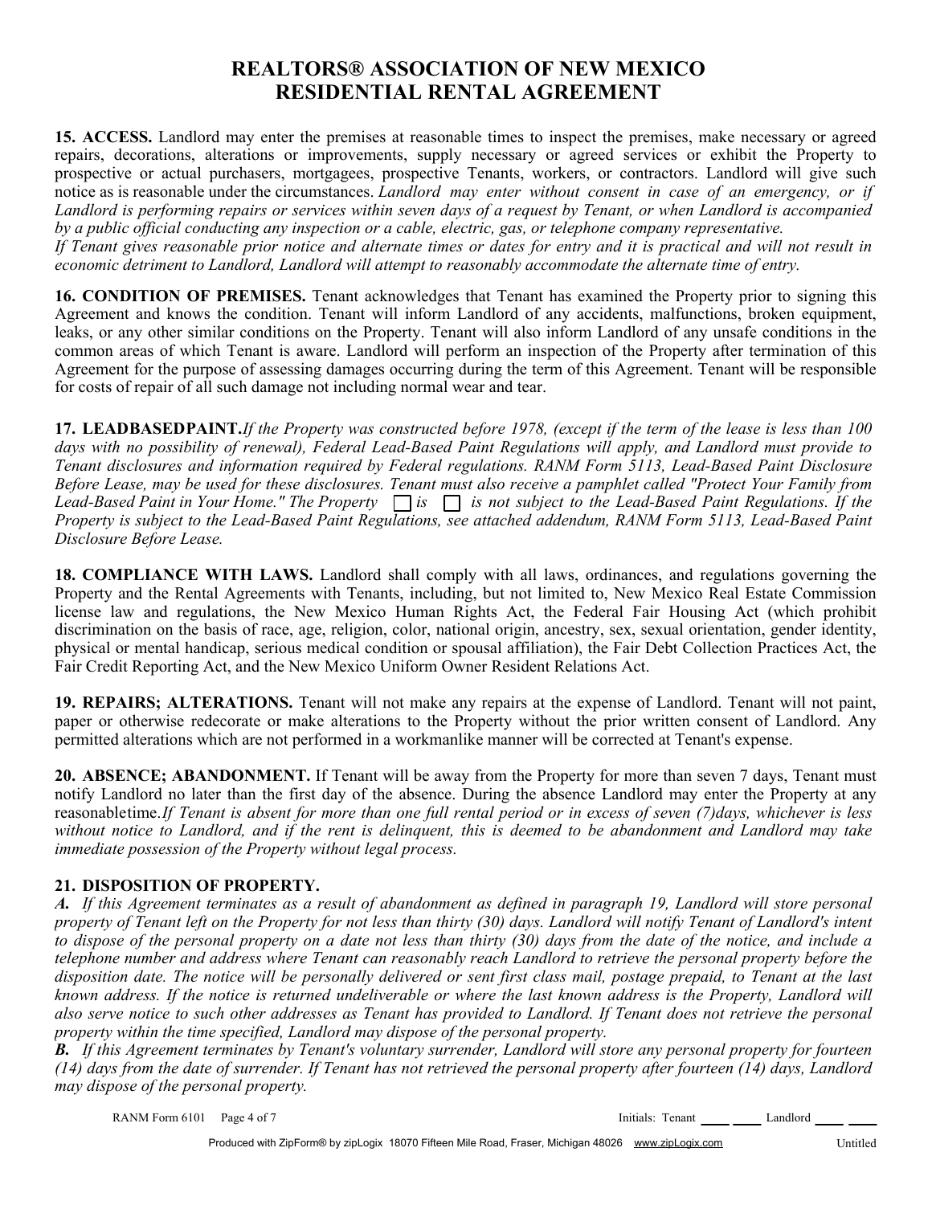# REALTORS® ASSOCIATION OF NEW MEXICO RESIDENTIAL RENTAL AGREEMENT

**15. ACCESS.** Landlord may enter the premises at reasonable times to inspect the premises, make necessary or agreed repairs, decorations, alterations or improvements, supply necessary or agreed services or exhibit the Property to prospective or actual purchasers, mortgagees, prospective Tenants, workers, or contractors. Landlord will give such notice as is reasonable under the circumstances. *Landlord may enter without consent in case of an emergency, or if Landlord is performing repairs or services within seven days of a request by Tenant, or when Landlord is accompanied by a public official conducting any inspection or a cable, electric, gas, or telephone company representative.*
*If Tenant gives reasonable prior notice and alternate times or dates for entry and it is practical and will not result in economic detriment to Landlord, Landlord will attempt to reasonably accommodate the alternate time of entry.*

**16. CONDITION OF PREMISES.** Tenant acknowledges that Tenant has examined the Property prior to signing this Agreement and knows the condition. Tenant will inform Landlord of any accidents, malfunctions, broken equipment, leaks, or any other similar conditions on the Property. Tenant will also inform Landlord of any unsafe conditions in the common areas of which Tenant is aware. Landlord will perform an inspection of the Property after termination of this Agreement for the purpose of assessing damages occurring during the term of this Agreement. Tenant will be responsible for costs of repair of all such damage not including normal wear and tear.

**17. LEADBASEDPAINT.** *If the Property was constructed before 1978, (except if the term of the lease is less than 100 days with no possibility of renewal), Federal Lead-Based Paint Regulations will apply, and Landlord must provide to Tenant disclosures and information required by Federal regulations. RANM Form 5113, Lead-Based Paint Disclosure Before Lease, may be used for these disclosures. Tenant must also receive a pamphlet called "Protect Your Family from Lead-Based Paint in Your Home." The Property ☐ is ☐ is not subject to the Lead-Based Paint Regulations. If the Property is subject to the Lead-Based Paint Regulations, see attached addendum, RANM Form 5113, Lead-Based Paint Disclosure Before Lease.*

**18. COMPLIANCE WITH LAWS.** Landlord shall comply with all laws, ordinances, and regulations governing the Property and the Rental Agreements with Tenants, including, but not limited to, New Mexico Real Estate Commission license law and regulations, the New Mexico Human Rights Act, the Federal Fair Housing Act (which prohibit discrimination on the basis of race, age, religion, color, national origin, ancestry, sex, sexual orientation, gender identity, physical or mental handicap, serious medical condition or spousal affiliation), the Fair Debt Collection Practices Act, the Fair Credit Reporting Act, and the New Mexico Uniform Owner Resident Relations Act.

**19. REPAIRS; ALTERATIONS.** Tenant will not make any repairs at the expense of Landlord. Tenant will not paint, paper or otherwise redecorate or make alterations to the Property without the prior written consent of Landlord. Any permitted alterations which are not performed in a workmanlike manner will be corrected at Tenant's expense.

**20. ABSENCE; ABANDONMENT.** If Tenant will be away from the Property for more than seven 7 days, Tenant must notify Landlord no later than the first day of the absence. During the absence Landlord may enter the Property at any reasonabletime.*If Tenant is absent for more than one full rental period or in excess of seven (7)days, whichever is less without notice to Landlord, and if the rent is delinquent, this is deemed to be abandonment and Landlord may take immediate possession of the Property without legal process.*

**21. DISPOSITION OF PROPERTY.**

***A.*** *If this Agreement terminates as a result of abandonment as defined in paragraph 19, Landlord will store personal property of Tenant left on the Property for not less than thirty (30) days. Landlord will notify Tenant of Landlord's intent to dispose of the personal property on a date not less than thirty (30) days from the date of the notice, and include a telephone number and address where Tenant can reasonably reach Landlord to retrieve the personal property before the disposition date. The notice will be personally delivered or sent first class mail, postage prepaid, to Tenant at the last known address. If the notice is returned undeliverable or where the last known address is the Property, Landlord will also serve notice to such other addresses as Tenant has provided to Landlord. If Tenant does not retrieve the personal property within the time specified, Landlord may dispose of the personal property.*

***B.*** *If this Agreement terminates by Tenant's voluntary surrender, Landlord will store any personal property for fourteen (14) days from the date of surrender. If Tenant has not retrieved the personal property after fourteen (14) days, Landlord may dispose of the personal property.*

Initials: Tenant ____ ____ Landlord ____ ____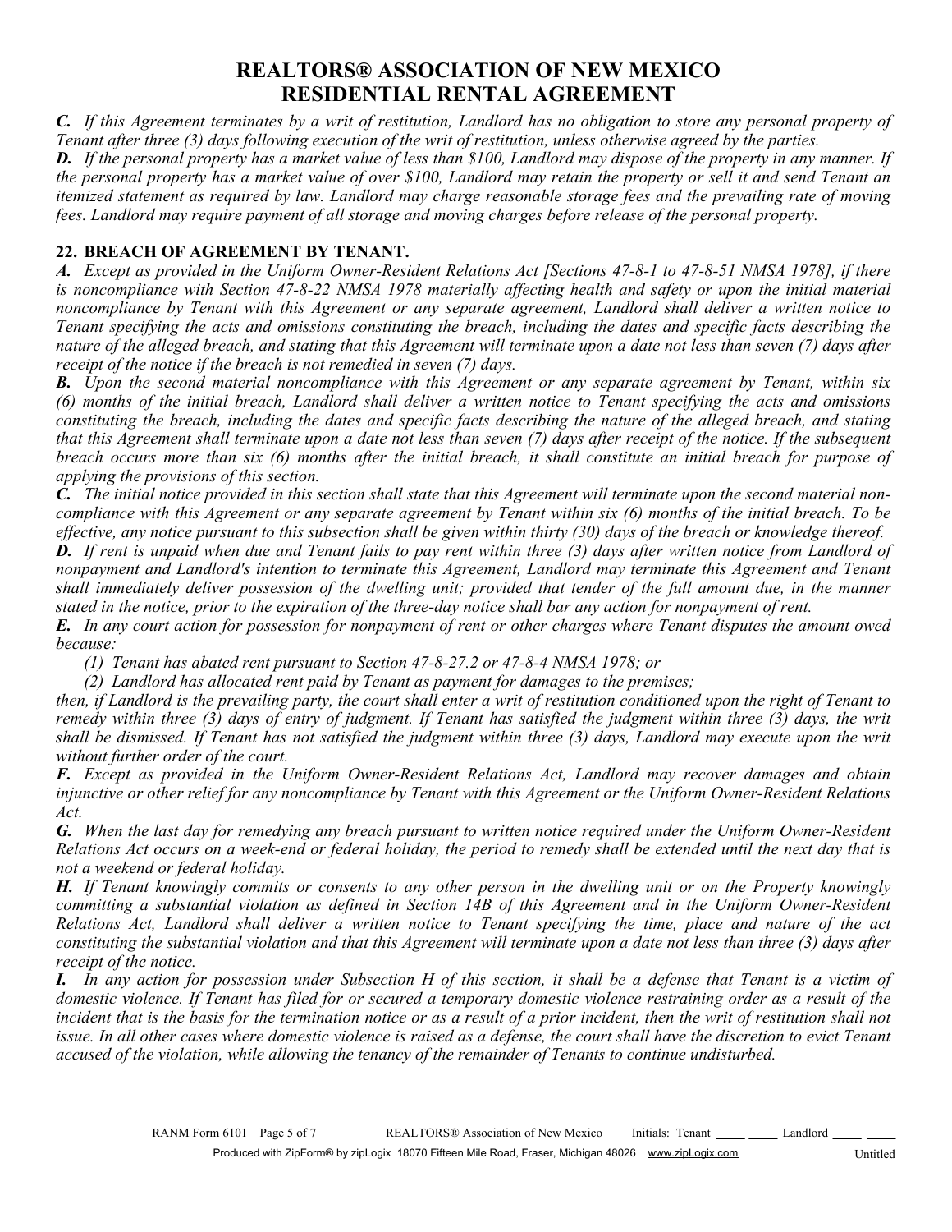# REALTORS® ASSOCIATION OF NEW MEXICO
# RESIDENTIAL RENTAL AGREEMENT

***C.*** *If this Agreement terminates by a writ of restitution, Landlord has no obligation to store any personal property of Tenant after three (3) days following execution of the writ of restitution, unless otherwise agreed by the parties.*

***D.*** *If the personal property has a market value of less than $100, Landlord may dispose of the property in any manner. If the personal property has a market value of over $100, Landlord may retain the property or sell it and send Tenant an itemized statement as required by law. Landlord may charge reasonable storage fees and the prevailing rate of moving fees. Landlord may require payment of all storage and moving charges before release of the personal property.*

**22. BREACH OF AGREEMENT BY TENANT.**

***A.*** *Except as provided in the Uniform Owner-Resident Relations Act [Sections 47-8-1 to 47-8-51 NMSA 1978], if there is noncompliance with Section 47-8-22 NMSA 1978 materially affecting health and safety or upon the initial material noncompliance by Tenant with this Agreement or any separate agreement, Landlord shall deliver a written notice to Tenant specifying the acts and omissions constituting the breach, including the dates and specific facts describing the nature of the alleged breach, and stating that this Agreement will terminate upon a date not less than seven (7) days after receipt of the notice if the breach is not remedied in seven (7) days.*

***B.*** *Upon the second material noncompliance with this Agreement or any separate agreement by Tenant, within six (6) months of the initial breach, Landlord shall deliver a written notice to Tenant specifying the acts and omissions constituting the breach, including the dates and specific facts describing the nature of the alleged breach, and stating that this Agreement shall terminate upon a date not less than seven (7) days after receipt of the notice. If the subsequent breach occurs more than six (6) months after the initial breach, it shall constitute an initial breach for purpose of applying the provisions of this section.*

***C.*** *The initial notice provided in this section shall state that this Agreement will terminate upon the second material non-compliance with this Agreement or any separate agreement by Tenant within six (6) months of the initial breach. To be effective, any notice pursuant to this subsection shall be given within thirty (30) days of the breach or knowledge thereof.*

***D.*** *If rent is unpaid when due and Tenant fails to pay rent within three (3) days after written notice from Landlord of nonpayment and Landlord's intention to terminate this Agreement, Landlord may terminate this Agreement and Tenant shall immediately deliver possession of the dwelling unit; provided that tender of the full amount due, in the manner stated in the notice, prior to the expiration of the three-day notice shall bar any action for nonpayment of rent.*

***E.*** *In any court action for possession for nonpayment of rent or other charges where Tenant disputes the amount owed because:*

*(1) Tenant has abated rent pursuant to Section 47-8-27.2 or 47-8-4 NMSA 1978; or*

*(2) Landlord has allocated rent paid by Tenant as payment for damages to the premises;*

*then, if Landlord is the prevailing party, the court shall enter a writ of restitution conditioned upon the right of Tenant to remedy within three (3) days of entry of judgment. If Tenant has satisfied the judgment within three (3) days, the writ shall be dismissed. If Tenant has not satisfied the judgment within three (3) days, Landlord may execute upon the writ without further order of the court.*

***F.*** *Except as provided in the Uniform Owner-Resident Relations Act, Landlord may recover damages and obtain injunctive or other relief for any noncompliance by Tenant with this Agreement or the Uniform Owner-Resident Relations Act.*

***G.*** *When the last day for remedying any breach pursuant to written notice required under the Uniform Owner-Resident Relations Act occurs on a week-end or federal holiday, the period to remedy shall be extended until the next day that is not a weekend or federal holiday.*

***H.*** *If Tenant knowingly commits or consents to any other person in the dwelling unit or on the Property knowingly committing a substantial violation as defined in Section 14B of this Agreement and in the Uniform Owner-Resident Relations Act, Landlord shall deliver a written notice to Tenant specifying the time, place and nature of the act constituting the substantial violation and that this Agreement will terminate upon a date not less than three (3) days after receipt of the notice.*

***I.*** *In any action for possession under Subsection H of this section, it shall be a defense that Tenant is a victim of domestic violence. If Tenant has filed for or secured a temporary domestic violence restraining order as a result of the incident that is the basis for the termination notice or as a result of a prior incident, then the writ of restitution shall not issue. In all other cases where domestic violence is raised as a defense, the court shall have the discretion to evict Tenant accused of the violation, while allowing the tenancy of the remainder of Tenants to continue undisturbed.*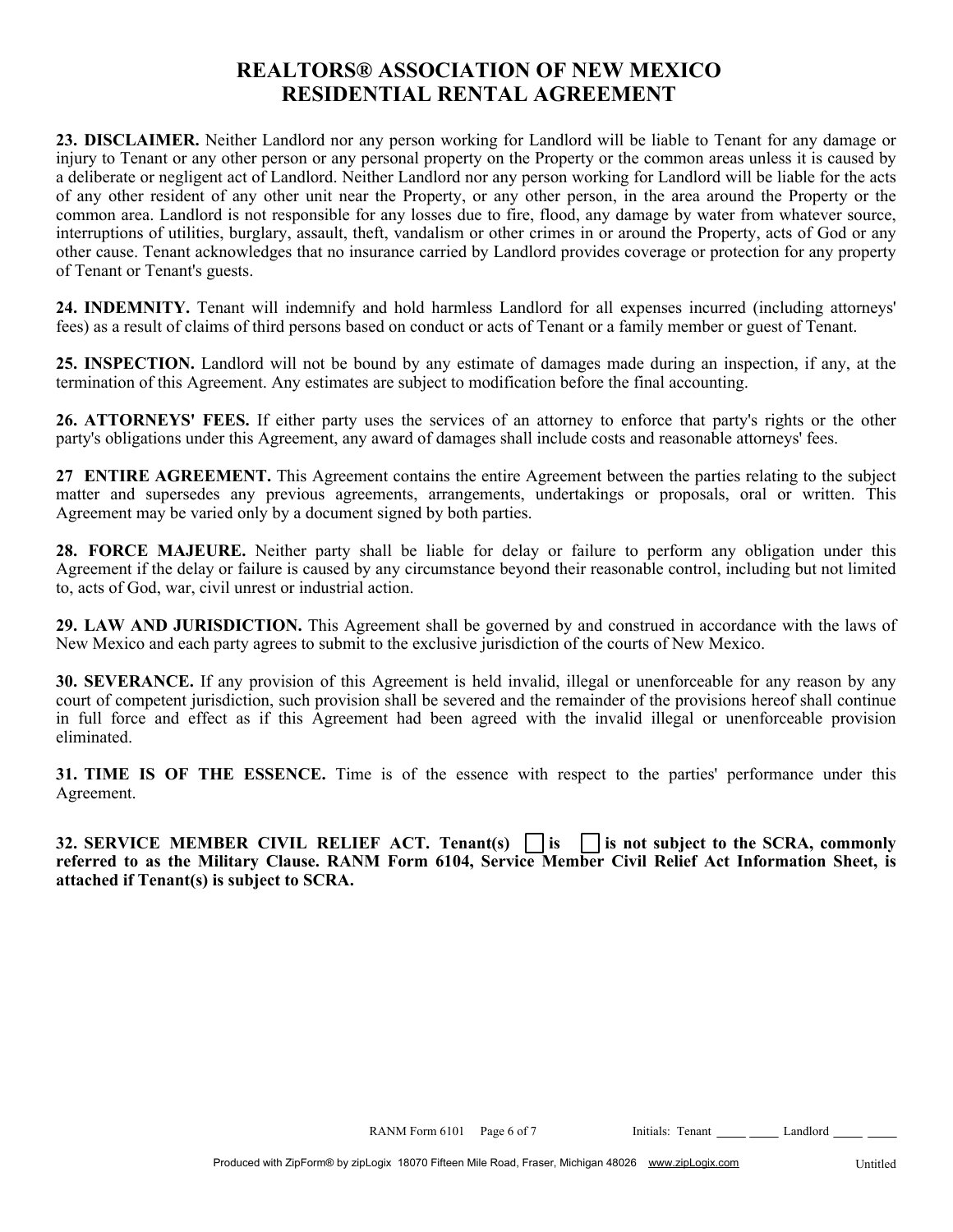# REALTORS® ASSOCIATION OF NEW MEXICO
# RESIDENTIAL RENTAL AGREEMENT

**23. DISCLAIMER.** Neither Landlord nor any person working for Landlord will be liable to Tenant for any damage or injury to Tenant or any other person or any personal property on the Property or the common areas unless it is caused by a deliberate or negligent act of Landlord. Neither Landlord nor any person working for Landlord will be liable for the acts of any other resident of any other unit near the Property, or any other person, in the area around the Property or the common area. Landlord is not responsible for any losses due to fire, flood, any damage by water from whatever source, interruptions of utilities, burglary, assault, theft, vandalism or other crimes in or around the Property, acts of God or any other cause. Tenant acknowledges that no insurance carried by Landlord provides coverage or protection for any property of Tenant or Tenant's guests.

**24. INDEMNITY.** Tenant will indemnify and hold harmless Landlord for all expenses incurred (including attorneys' fees) as a result of claims of third persons based on conduct or acts of Tenant or a family member or guest of Tenant.

**25. INSPECTION.** Landlord will not be bound by any estimate of damages made during an inspection, if any, at the termination of this Agreement. Any estimates are subject to modification before the final accounting.

**26. ATTORNEYS' FEES.** If either party uses the services of an attorney to enforce that party's rights or the other party's obligations under this Agreement, any award of damages shall include costs and reasonable attorneys' fees.

**27 ENTIRE AGREEMENT.** This Agreement contains the entire Agreement between the parties relating to the subject matter and supersedes any previous agreements, arrangements, undertakings or proposals, oral or written. This Agreement may be varied only by a document signed by both parties.

**28. FORCE MAJEURE.** Neither party shall be liable for delay or failure to perform any obligation under this Agreement if the delay or failure is caused by any circumstance beyond their reasonable control, including but not limited to, acts of God, war, civil unrest or industrial action.

**29. LAW AND JURISDICTION.** This Agreement shall be governed by and construed in accordance with the laws of New Mexico and each party agrees to submit to the exclusive jurisdiction of the courts of New Mexico.

**30. SEVERANCE.** If any provision of this Agreement is held invalid, illegal or unenforceable for any reason by any court of competent jurisdiction, such provision shall be severed and the remainder of the provisions hereof shall continue in full force and effect as if this Agreement had been agreed with the invalid illegal or unenforceable provision eliminated.

**31. TIME IS OF THE ESSENCE.** Time is of the essence with respect to the parties' performance under this Agreement.

**32. SERVICE MEMBER CIVIL RELIEF ACT. Tenant(s) ☐ is ☐ is not subject to the SCRA, commonly referred to as the Military Clause. RANM Form 6104, Service Member Civil Relief Act Information Sheet, is attached if Tenant(s) is subject to SCRA.**

RANM Form 6101 Initials: Tenant ____ ____ Landlord ____ ____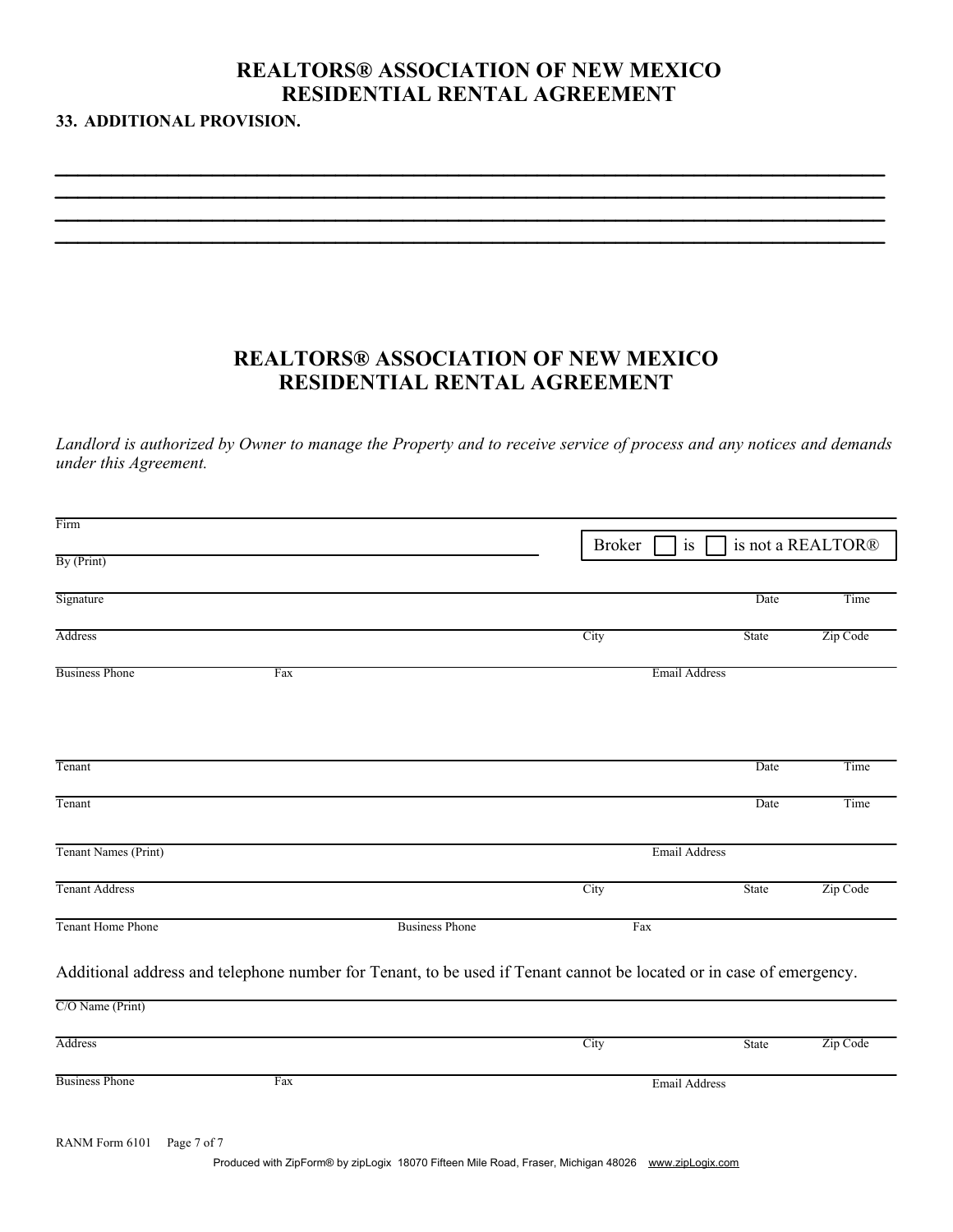# REALTORS® ASSOCIATION OF NEW MEXICO
# RESIDENTIAL RENTAL AGREEMENT

**33. ADDITIONAL PROVISION.**

______________________________________________________________________________
______________________________________________________________________________
______________________________________________________________________________
______________________________________________________________________________

# REALTORS® ASSOCIATION OF NEW MEXICO
# RESIDENTIAL RENTAL AGREEMENT

*Landlord is authorized by Owner to manage the Property and to receive service of process and any notices and demands under this Agreement.*

Firm

By (Print) &nbsp;&nbsp;&nbsp;&nbsp; Broker ☐ is ☐ is not a REALTOR®

Signature &nbsp;&nbsp;&nbsp;&nbsp; Date &nbsp;&nbsp;&nbsp;&nbsp; Time

Address &nbsp;&nbsp;&nbsp;&nbsp; City &nbsp;&nbsp;&nbsp;&nbsp; State &nbsp;&nbsp;&nbsp;&nbsp; Zip Code

Business Phone &nbsp;&nbsp;&nbsp;&nbsp; Fax &nbsp;&nbsp;&nbsp;&nbsp; Email Address

Tenant &nbsp;&nbsp;&nbsp;&nbsp; Date &nbsp;&nbsp;&nbsp;&nbsp; Time

Tenant &nbsp;&nbsp;&nbsp;&nbsp; Date &nbsp;&nbsp;&nbsp;&nbsp; Time

Tenant Names (Print) &nbsp;&nbsp;&nbsp;&nbsp; Email Address

Tenant Address &nbsp;&nbsp;&nbsp;&nbsp; City &nbsp;&nbsp;&nbsp;&nbsp; State &nbsp;&nbsp;&nbsp;&nbsp; Zip Code

Tenant Home Phone &nbsp;&nbsp;&nbsp;&nbsp; Business Phone &nbsp;&nbsp;&nbsp;&nbsp; Fax

Additional address and telephone number for Tenant, to be used if Tenant cannot be located or in case of emergency.

C/O Name (Print)

Address &nbsp;&nbsp;&nbsp;&nbsp; City &nbsp;&nbsp;&nbsp;&nbsp; State &nbsp;&nbsp;&nbsp;&nbsp; Zip Code

Business Phone &nbsp;&nbsp;&nbsp;&nbsp; Fax &nbsp;&nbsp;&nbsp;&nbsp; Email Address

RANM Form 6101

Produced with ZipForm® by zipLogix 18070 Fifteen Mile Road, Fraser, Michigan 48026 www.zipLogix.com